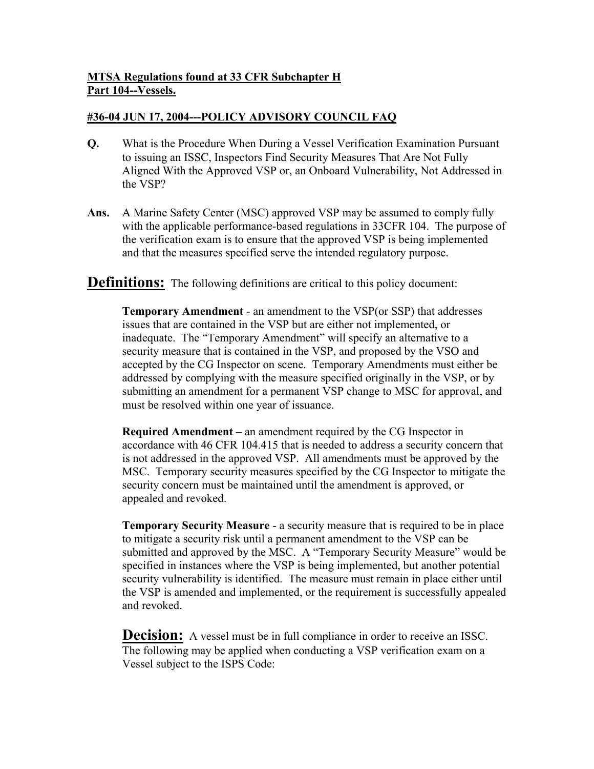**MTSA Regulations found at 33 CFR Subchapter H**
**Part 104--Vessels.**

**#36-04 JUN 17, 2004---POLICY ADVISORY COUNCIL FAQ**

**Q.** What is the Procedure When During a Vessel Verification Examination Pursuant to issuing an ISSC, Inspectors Find Security Measures That Are Not Fully Aligned With the Approved VSP or, an Onboard Vulnerability, Not Addressed in the VSP?

**Ans.** A Marine Safety Center (MSC) approved VSP may be assumed to comply fully with the applicable performance-based regulations in 33CFR 104. The purpose of the verification exam is to ensure that the approved VSP is being implemented and that the measures specified serve the intended regulatory purpose.

## Definitions:

The following definitions are critical to this policy document:

**Temporary Amendment** - an amendment to the VSP(or SSP) that addresses issues that are contained in the VSP but are either not implemented, or inadequate. The "Temporary Amendment" will specify an alternative to a security measure that is contained in the VSP, and proposed by the VSO and accepted by the CG Inspector on scene. Temporary Amendments must either be addressed by complying with the measure specified originally in the VSP, or by submitting an amendment for a permanent VSP change to MSC for approval, and must be resolved within one year of issuance.

**Required Amendment –** an amendment required by the CG Inspector in accordance with 46 CFR 104.415 that is needed to address a security concern that is not addressed in the approved VSP. All amendments must be approved by the MSC. Temporary security measures specified by the CG Inspector to mitigate the security concern must be maintained until the amendment is approved, or appealed and revoked.

**Temporary Security Measure** - a security measure that is required to be in place to mitigate a security risk until a permanent amendment to the VSP can be submitted and approved by the MSC. A "Temporary Security Measure" would be specified in instances where the VSP is being implemented, but another potential security vulnerability is identified. The measure must remain in place either until the VSP is amended and implemented, or the requirement is successfully appealed and revoked.

## Decision:

A vessel must be in full compliance in order to receive an ISSC. The following may be applied when conducting a VSP verification exam on a Vessel subject to the ISPS Code: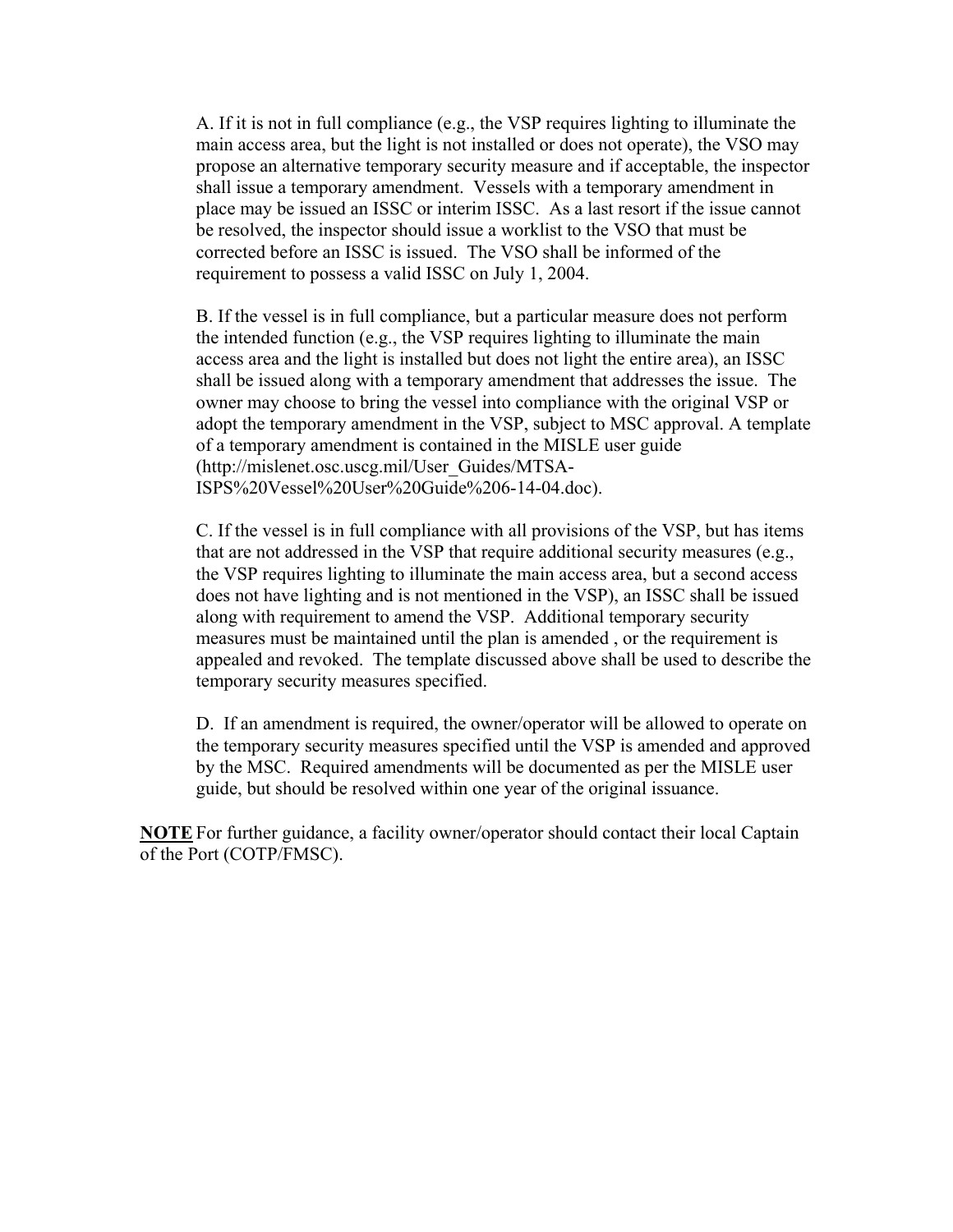A. If it is not in full compliance (e.g., the VSP requires lighting to illuminate the main access area, but the light is not installed or does not operate), the VSO may propose an alternative temporary security measure and if acceptable, the inspector shall issue a temporary amendment. Vessels with a temporary amendment in place may be issued an ISSC or interim ISSC. As a last resort if the issue cannot be resolved, the inspector should issue a worklist to the VSO that must be corrected before an ISSC is issued. The VSO shall be informed of the requirement to possess a valid ISSC on July 1, 2004.

B. If the vessel is in full compliance, but a particular measure does not perform the intended function (e.g., the VSP requires lighting to illuminate the main access area and the light is installed but does not light the entire area), an ISSC shall be issued along with a temporary amendment that addresses the issue. The owner may choose to bring the vessel into compliance with the original VSP or adopt the temporary amendment in the VSP, subject to MSC approval. A template of a temporary amendment is contained in the MISLE user guide (http://mislenet.osc.uscg.mil/User_Guides/MTSA-ISPS%20Vessel%20User%20Guide%206-14-04.doc).

C. If the vessel is in full compliance with all provisions of the VSP, but has items that are not addressed in the VSP that require additional security measures (e.g., the VSP requires lighting to illuminate the main access area, but a second access does not have lighting and is not mentioned in the VSP), an ISSC shall be issued along with requirement to amend the VSP. Additional temporary security measures must be maintained until the plan is amended , or the requirement is appealed and revoked. The template discussed above shall be used to describe the temporary security measures specified.

D. If an amendment is required, the owner/operator will be allowed to operate on the temporary security measures specified until the VSP is amended and approved by the MSC. Required amendments will be documented as per the MISLE user guide, but should be resolved within one year of the original issuance.

**NOTE** For further guidance, a facility owner/operator should contact their local Captain of the Port (COTP/FMSC).